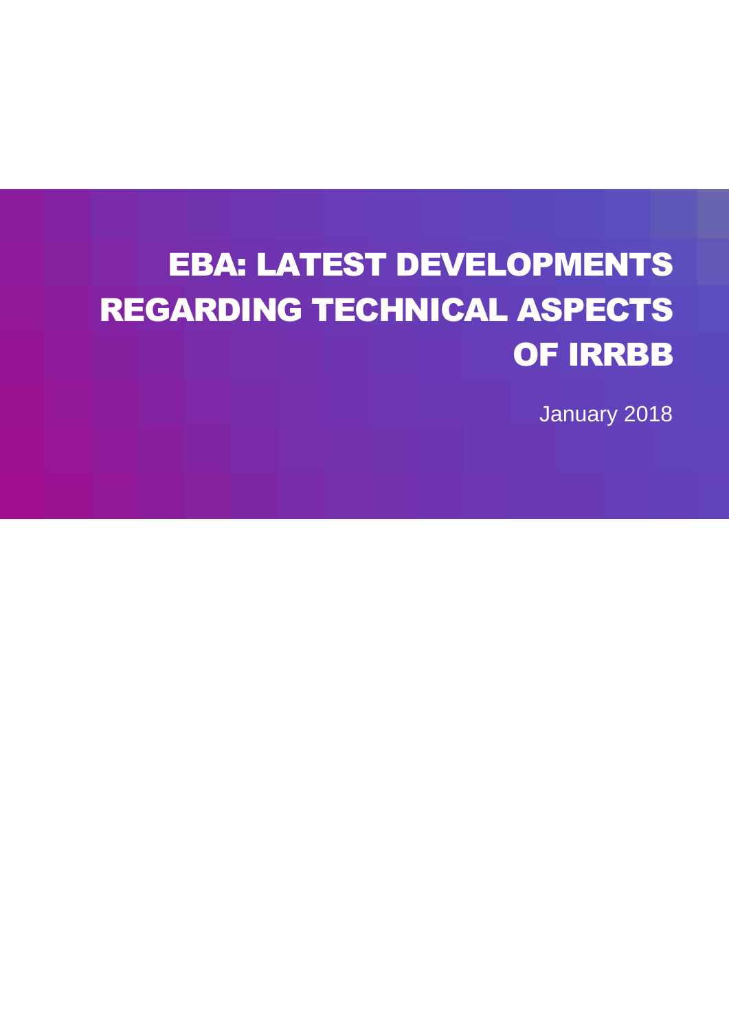# EBA: LATEST DEVELOPMENTS REGARDING TECHNICAL ASPECTS OF IRRBB

January 2018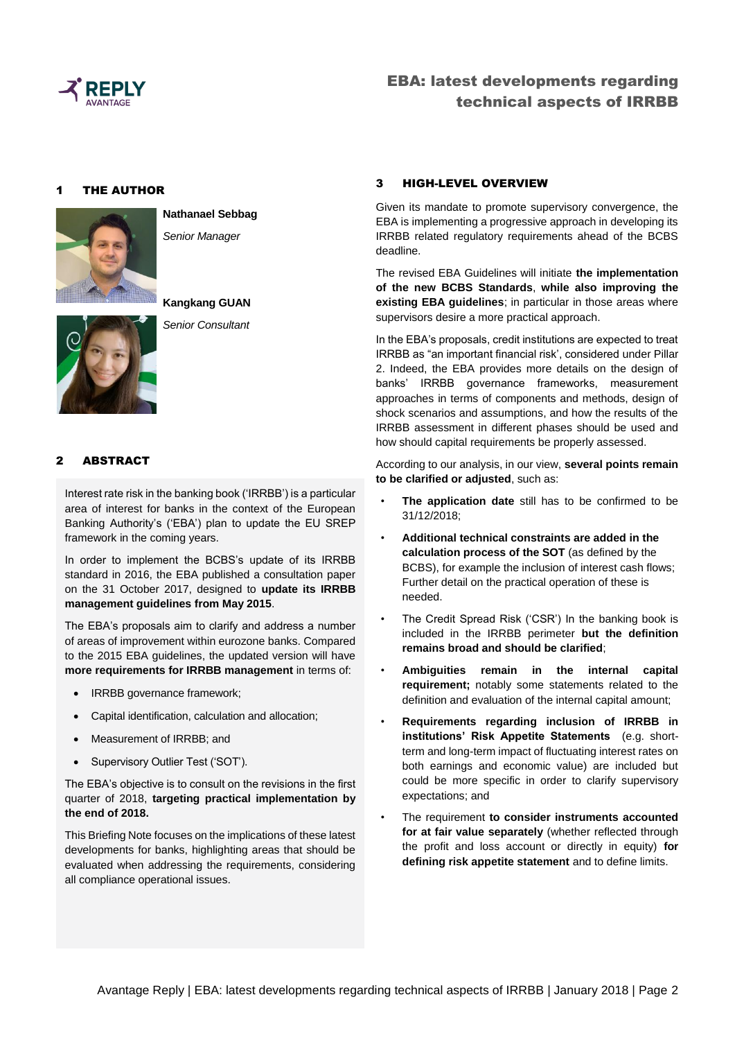## 1 THE AUTHOR

**Nathanael Sebbag**

*Senior Manager*

**Kangkang GUAN**

*Senior Consultant*

## 2 ABSTRACT

Interest rate risk in the banking book ('IRRBB') is a particular area of interest for banks in the context of the European Banking Authority's ('EBA') plan to update the EU SREP framework in the coming years.

In order to implement the BCBS's update of its IRRBB standard in 2016, the EBA published a consultation paper on the 31 October 2017, designed to **update its IRRBB management guidelines from May 2015**.

The EBA's proposals aim to clarify and address a number of areas of improvement within eurozone banks. Compared to the 2015 EBA guidelines, the updated version will have **more requirements for IRRBB management** in terms of:

- IRRBB governance framework;
- Capital identification, calculation and allocation;
- Measurement of IRRBB; and
- Supervisory Outlier Test ('SOT').

The EBA's objective is to consult on the revisions in the first quarter of 2018, **targeting practical implementation by the end of 2018.**

This Briefing Note focuses on the implications of these latest developments for banks, highlighting areas that should be evaluated when addressing the requirements, considering all compliance operational issues.

## 3 HIGH-LEVEL OVERVIEW

Given its mandate to promote supervisory convergence, the EBA is implementing a progressive approach in developing its IRRBB related regulatory requirements ahead of the BCBS deadline.

The revised EBA Guidelines will initiate **the implementation of the new BCBS Standards**, **while also improving the existing EBA guidelines**; in particular in those areas where supervisors desire a more practical approach.

In the EBA's proposals, credit institutions are expected to treat IRRBB as "an important financial risk', considered under Pillar 2. Indeed, the EBA provides more details on the design of banks' IRRBB governance frameworks, measurement approaches in terms of components and methods, design of shock scenarios and assumptions, and how the results of the IRRBB assessment in different phases should be used and how should capital requirements be properly assessed.

According to our analysis, in our view, **several points remain to be clarified or adjusted**, such as:

- **The application date** still has to be confirmed to be 31/12/2018;
- **Additional technical constraints are added in the calculation process of the SOT** (as defined by the BCBS), for example the inclusion of interest cash flows; Further detail on the practical operation of these is needed.
- The Credit Spread Risk ('CSR') In the banking book is included in the IRRBB perimeter **but the definition remains broad and should be clarified**;
- **Ambiguities remain in the internal capital requirement;** notably some statements related to the definition and evaluation of the internal capital amount;
- **Requirements regarding inclusion of IRRBB in institutions' Risk Appetite Statements** (e.g. short-term and long-term impact of fluctuating interest rates on both earnings and economic value) are included but could be more specific in order to clarify supervisory expectations; and
- The requirement **to consider instruments accounted for at fair value separately** (whether reflected through the profit and loss account or directly in equity) **for defining risk appetite statement** and to define limits.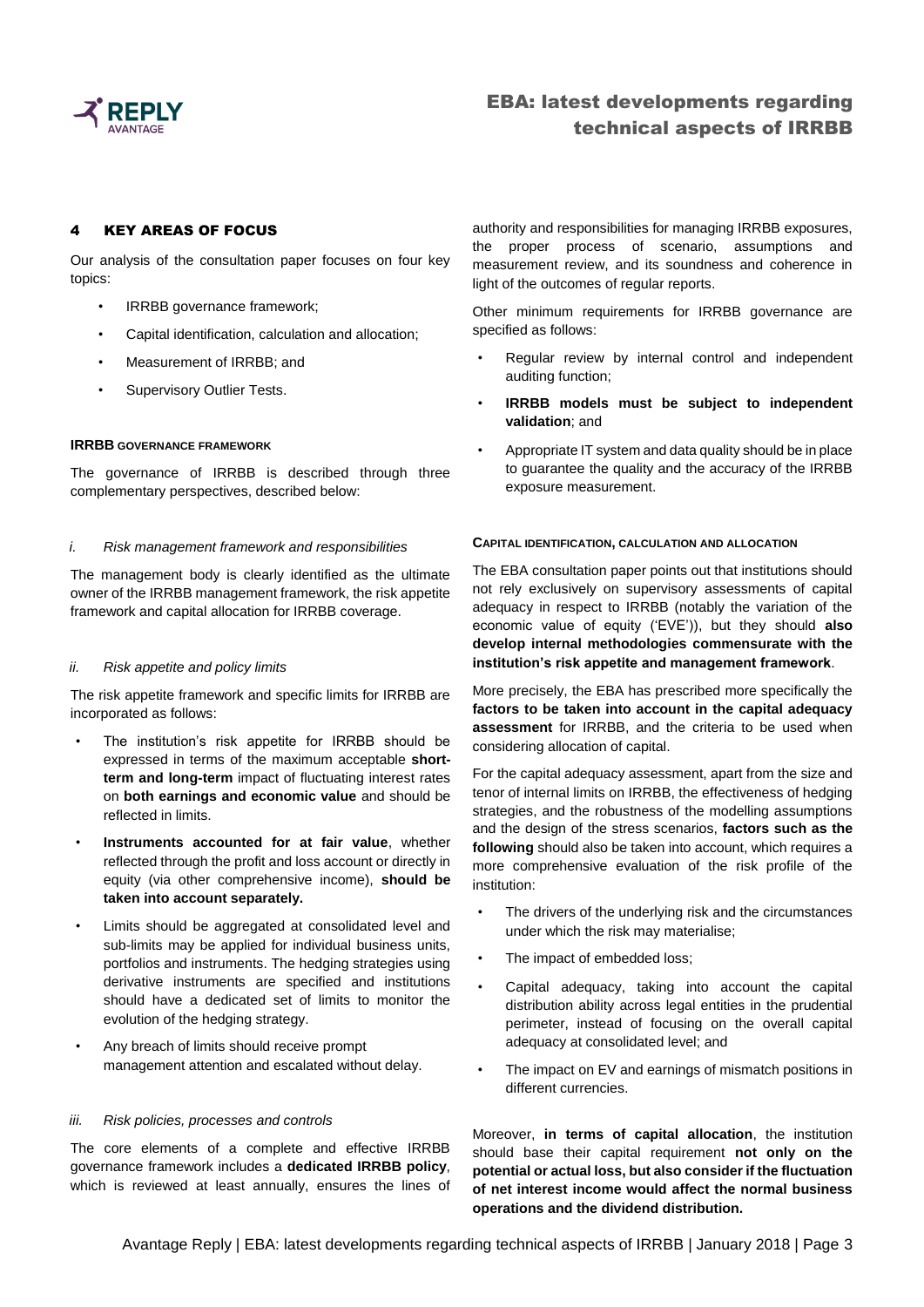## 4 KEY AREAS OF FOCUS

Our analysis of the consultation paper focuses on four key topics:

- IRRBB governance framework;
- Capital identification, calculation and allocation;
- Measurement of IRRBB; and
- Supervisory Outlier Tests.

### IRRBB GOVERNANCE FRAMEWORK

The governance of IRRBB is described through three complementary perspectives, described below:

*i. Risk management framework and responsibilities*

The management body is clearly identified as the ultimate owner of the IRRBB management framework, the risk appetite framework and capital allocation for IRRBB coverage.

*ii. Risk appetite and policy limits*

The risk appetite framework and specific limits for IRRBB are incorporated as follows:

- The institution's risk appetite for IRRBB should be expressed in terms of the maximum acceptable **short-term and long-term** impact of fluctuating interest rates on **both earnings and economic value** and should be reflected in limits.
- **Instruments accounted for at fair value**, whether reflected through the profit and loss account or directly in equity (via other comprehensive income), **should be taken into account separately.**
- Limits should be aggregated at consolidated level and sub-limits may be applied for individual business units, portfolios and instruments. The hedging strategies using derivative instruments are specified and institutions should have a dedicated set of limits to monitor the evolution of the hedging strategy.
- Any breach of limits should receive prompt management attention and escalated without delay.

*iii. Risk policies, processes and controls*

The core elements of a complete and effective IRRBB governance framework includes a **dedicated IRRBB policy**, which is reviewed at least annually, ensures the lines of authority and responsibilities for managing IRRBB exposures, the proper process of scenario, assumptions and measurement review, and its soundness and coherence in light of the outcomes of regular reports.

Other minimum requirements for IRRBB governance are specified as follows:

- Regular review by internal control and independent auditing function;
- **IRRBB models must be subject to independent validation**; and
- Appropriate IT system and data quality should be in place to guarantee the quality and the accuracy of the IRRBB exposure measurement.

### CAPITAL IDENTIFICATION, CALCULATION AND ALLOCATION

The EBA consultation paper points out that institutions should not rely exclusively on supervisory assessments of capital adequacy in respect to IRRBB (notably the variation of the economic value of equity ('EVE')), but they should **also develop internal methodologies commensurate with the institution's risk appetite and management framework**.

More precisely, the EBA has prescribed more specifically the **factors to be taken into account in the capital adequacy assessment** for IRRBB, and the criteria to be used when considering allocation of capital.

For the capital adequacy assessment, apart from the size and tenor of internal limits on IRRBB, the effectiveness of hedging strategies, and the robustness of the modelling assumptions and the design of the stress scenarios, **factors such as the following** should also be taken into account, which requires a more comprehensive evaluation of the risk profile of the institution:

- The drivers of the underlying risk and the circumstances under which the risk may materialise;
- The impact of embedded loss;
- Capital adequacy, taking into account the capital distribution ability across legal entities in the prudential perimeter, instead of focusing on the overall capital adequacy at consolidated level; and
- The impact on EV and earnings of mismatch positions in different currencies.

Moreover, **in terms of capital allocation**, the institution should base their capital requirement **not only on the potential or actual loss, but also consider if the fluctuation of net interest income would affect the normal business operations and the dividend distribution.**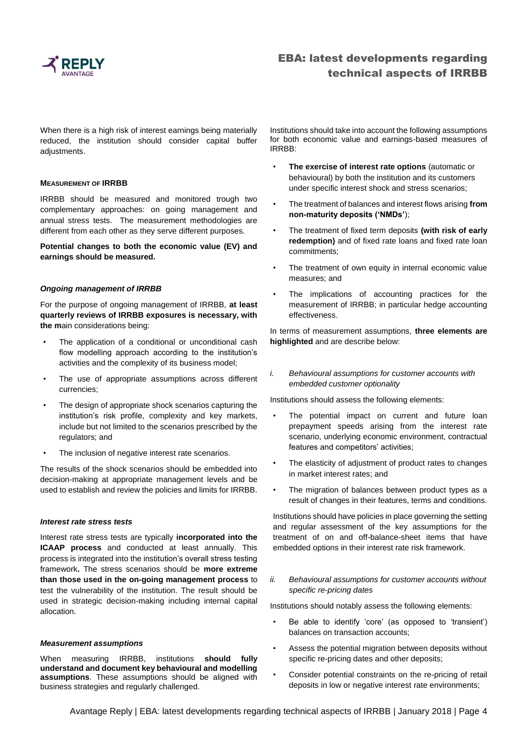When there is a high risk of interest earnings being materially reduced, the institution should consider capital buffer adjustments.

#### MEASUREMENT OF IRRBB

IRRBB should be measured and monitored trough two complementary approaches: on going management and annual stress tests. The measurement methodologies are different from each other as they serve different purposes.

**Potential changes to both the economic value (EV) and earnings should be measured.**

##### *Ongoing management of IRRBB*

For the purpose of ongoing management of IRRBB, **at least quarterly reviews of IRRBB exposures is necessary, with the m**ain considerations being:

- The application of a conditional or unconditional cash flow modelling approach according to the institution's activities and the complexity of its business model;
- The use of appropriate assumptions across different currencies;
- The design of appropriate shock scenarios capturing the institution's risk profile, complexity and key markets, include but not limited to the scenarios prescribed by the regulators; and
- The inclusion of negative interest rate scenarios.

The results of the shock scenarios should be embedded into decision-making at appropriate management levels and be used to establish and review the policies and limits for IRRBB.

##### *Interest rate stress tests*

Interest rate stress tests are typically **incorporated into the ICAAP process** and conducted at least annually. This process is integrated into the institution's overall stress testing framework**.** The stress scenarios should be **more extreme than those used in the on-going management process** to test the vulnerability of the institution. The result should be used in strategic decision-making including internal capital allocation.

##### *Measurement assumptions*

When measuring IRRBB, institutions **should fully understand and document key behavioural and modelling assumptions**. These assumptions should be aligned with business strategies and regularly challenged.

Institutions should take into account the following assumptions for both economic value and earnings-based measures of IRRBB:

- **The exercise of interest rate options** (automatic or behavioural) by both the institution and its customers under specific interest shock and stress scenarios;
- The treatment of balances and interest flows arising **from non-maturity deposits ('NMDs'**);
- The treatment of fixed term deposits **(with risk of early redemption)** and of fixed rate loans and fixed rate loan commitments;
- The treatment of own equity in internal economic value measures; and
- The implications of accounting practices for the measurement of IRRBB; in particular hedge accounting effectiveness.

In terms of measurement assumptions, **three elements are highlighted** and are describe below:

*i. Behavioural assumptions for customer accounts with embedded customer optionality*

Institutions should assess the following elements:

- The potential impact on current and future loan prepayment speeds arising from the interest rate scenario, underlying economic environment, contractual features and competitors' activities;
- The elasticity of adjustment of product rates to changes in market interest rates; and
- The migration of balances between product types as a result of changes in their features, terms and conditions.

Institutions should have policies in place governing the setting and regular assessment of the key assumptions for the treatment of on and off-balance-sheet items that have embedded options in their interest rate risk framework.

*ii. Behavioural assumptions for customer accounts without specific re-pricing dates*

Institutions should notably assess the following elements:

- Be able to identify 'core' (as opposed to 'transient') balances on transaction accounts;
- Assess the potential migration between deposits without specific re-pricing dates and other deposits;
- Consider potential constraints on the re-pricing of retail deposits in low or negative interest rate environments;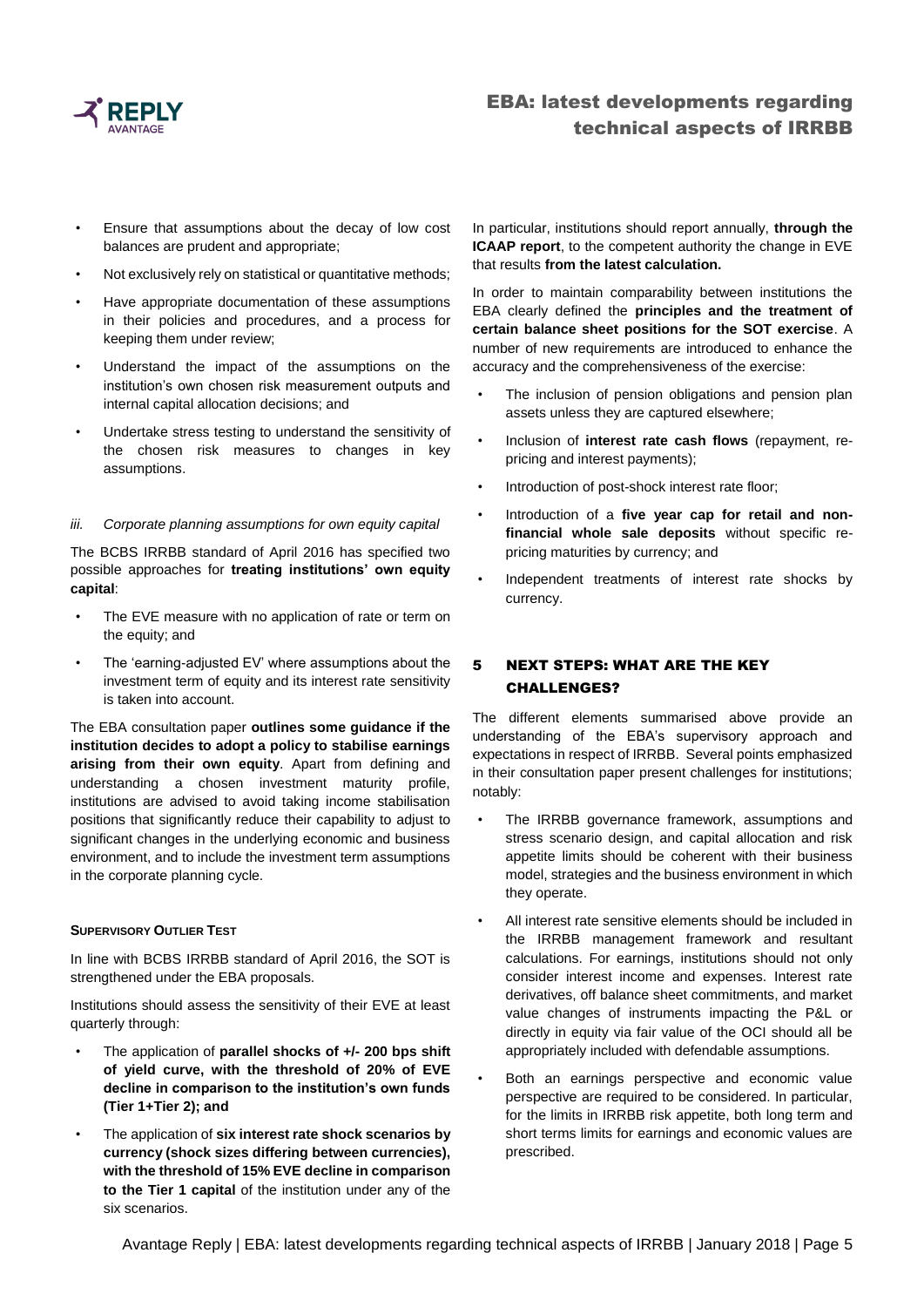- Ensure that assumptions about the decay of low cost balances are prudent and appropriate;
- Not exclusively rely on statistical or quantitative methods;
- Have appropriate documentation of these assumptions in their policies and procedures, and a process for keeping them under review;
- Understand the impact of the assumptions on the institution's own chosen risk measurement outputs and internal capital allocation decisions; and
- Undertake stress testing to understand the sensitivity of the chosen risk measures to changes in key assumptions.

*iii. Corporate planning assumptions for own equity capital*

The BCBS IRRBB standard of April 2016 has specified two possible approaches for **treating institutions' own equity capital**:

- The EVE measure with no application of rate or term on the equity; and
- The 'earning-adjusted EV' where assumptions about the investment term of equity and its interest rate sensitivity is taken into account.

The EBA consultation paper **outlines some guidance if the institution decides to adopt a policy to stabilise earnings arising from their own equity**. Apart from defining and understanding a chosen investment maturity profile, institutions are advised to avoid taking income stabilisation positions that significantly reduce their capability to adjust to significant changes in the underlying economic and business environment, and to include the investment term assumptions in the corporate planning cycle.

**SUPERVISORY OUTLIER TEST**

In line with BCBS IRRBB standard of April 2016, the SOT is strengthened under the EBA proposals.

Institutions should assess the sensitivity of their EVE at least quarterly through:

- The application of **parallel shocks of +/- 200 bps shift of yield curve, with the threshold of 20% of EVE decline in comparison to the institution's own funds (Tier 1+Tier 2); and**
- The application of **six interest rate shock scenarios by currency (shock sizes differing between currencies), with the threshold of 15% EVE decline in comparison to the Tier 1 capital** of the institution under any of the six scenarios.

In particular, institutions should report annually, **through the ICAAP report**, to the competent authority the change in EVE that results **from the latest calculation.**

In order to maintain comparability between institutions the EBA clearly defined the **principles and the treatment of certain balance sheet positions for the SOT exercise**. A number of new requirements are introduced to enhance the accuracy and the comprehensiveness of the exercise:

- The inclusion of pension obligations and pension plan assets unless they are captured elsewhere;
- Inclusion of **interest rate cash flows** (repayment, re-pricing and interest payments);
- Introduction of post-shock interest rate floor;
- Introduction of a **five year cap for retail and non-financial whole sale deposits** without specific re-pricing maturities by currency; and
- Independent treatments of interest rate shocks by currency.

## 5 NEXT STEPS: WHAT ARE THE KEY CHALLENGES?

The different elements summarised above provide an understanding of the EBA's supervisory approach and expectations in respect of IRRBB. Several points emphasized in their consultation paper present challenges for institutions; notably:

- The IRRBB governance framework, assumptions and stress scenario design, and capital allocation and risk appetite limits should be coherent with their business model, strategies and the business environment in which they operate.
- All interest rate sensitive elements should be included in the IRRBB management framework and resultant calculations. For earnings, institutions should not only consider interest income and expenses. Interest rate derivatives, off balance sheet commitments, and market value changes of instruments impacting the P&L or directly in equity via fair value of the OCI should all be appropriately included with defendable assumptions.
- Both an earnings perspective and economic value perspective are required to be considered. In particular, for the limits in IRRBB risk appetite, both long term and short terms limits for earnings and economic values are prescribed.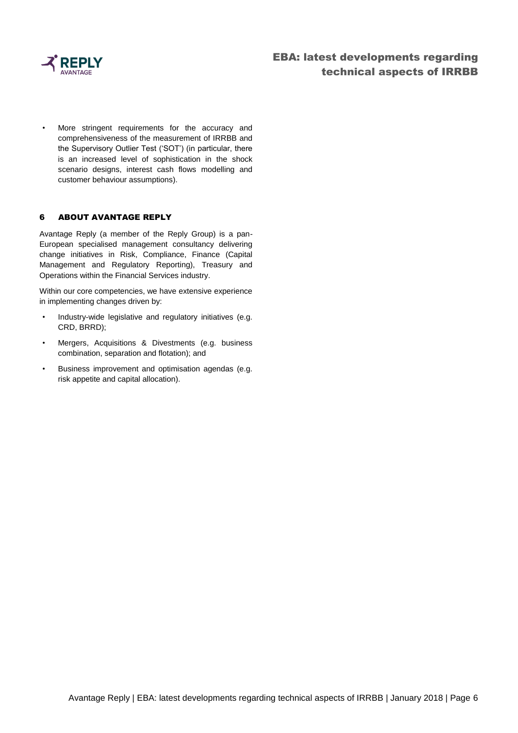- More stringent requirements for the accuracy and comprehensiveness of the measurement of IRRBB and the Supervisory Outlier Test ('SOT') (in particular, there is an increased level of sophistication in the shock scenario designs, interest cash flows modelling and customer behaviour assumptions).

## 6 ABOUT AVANTAGE REPLY

Avantage Reply (a member of the Reply Group) is a pan-European specialised management consultancy delivering change initiatives in Risk, Compliance, Finance (Capital Management and Regulatory Reporting), Treasury and Operations within the Financial Services industry.

Within our core competencies, we have extensive experience in implementing changes driven by:

- Industry-wide legislative and regulatory initiatives (e.g. CRD, BRRD);
- Mergers, Acquisitions & Divestments (e.g. business combination, separation and flotation); and
- Business improvement and optimisation agendas (e.g. risk appetite and capital allocation).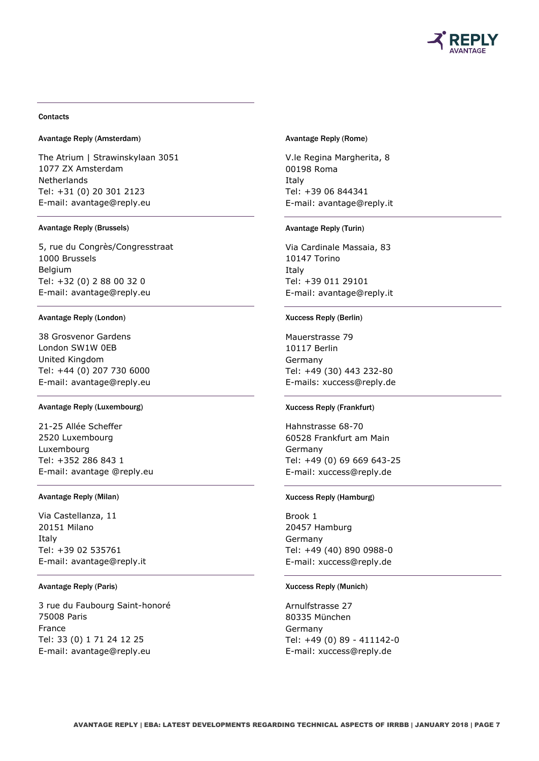## Contacts

### Avantage Reply (Amsterdam)

The Atrium | Strawinskylaan 3051
1077 ZX Amsterdam
Netherlands
Tel: +31 (0) 20 301 2123
E-mail: avantage@reply.eu

### Avantage Reply (Brussels)

5, rue du Congrès/Congresstraat
1000 Brussels
Belgium
Tel: +32 (0) 2 88 00 32 0
E-mail: avantage@reply.eu

### Avantage Reply (London)

38 Grosvenor Gardens
London SW1W 0EB
United Kingdom
Tel: +44 (0) 207 730 6000
E-mail: avantage@reply.eu

### Avantage Reply (Luxembourg)

21-25 Allée Scheffer
2520 Luxembourg
Luxembourg
Tel: +352 286 843 1
E-mail: avantage @reply.eu

### Avantage Reply (Milan)

Via Castellanza, 11
20151 Milano
Italy
Tel: +39 02 535761
E-mail: avantage@reply.it

### Avantage Reply (Paris)

3 rue du Faubourg Saint-honoré
75008 Paris
France
Tel: 33 (0) 1 71 24 12 25
E-mail: avantage@reply.eu

### Avantage Reply (Rome)

V.le Regina Margherita, 8
00198 Roma
Italy
Tel: +39 06 844341
E-mail: avantage@reply.it

### Avantage Reply (Turin)

Via Cardinale Massaia, 83
10147 Torino
Italy
Tel: +39 011 29101
E-mail: avantage@reply.it

### Xuccess Reply (Berlin)

Mauerstrasse 79
10117 Berlin
Germany
Tel: +49 (30) 443 232-80
E-mails: xuccess@reply.de

### Xuccess Reply (Frankfurt)

Hahnstrasse 68-70
60528 Frankfurt am Main
Germany
Tel: +49 (0) 69 669 643-25
E-mail: xuccess@reply.de

### Xuccess Reply (Hamburg)

Brook 1
20457 Hamburg
Germany
Tel: +49 (40) 890 0988-0
E-mail: xuccess@reply.de

### Xuccess Reply (Munich)

Arnulfstrasse 27
80335 München
Germany
Tel: +49 (0) 89 - 411142-0
E-mail: xuccess@reply.de